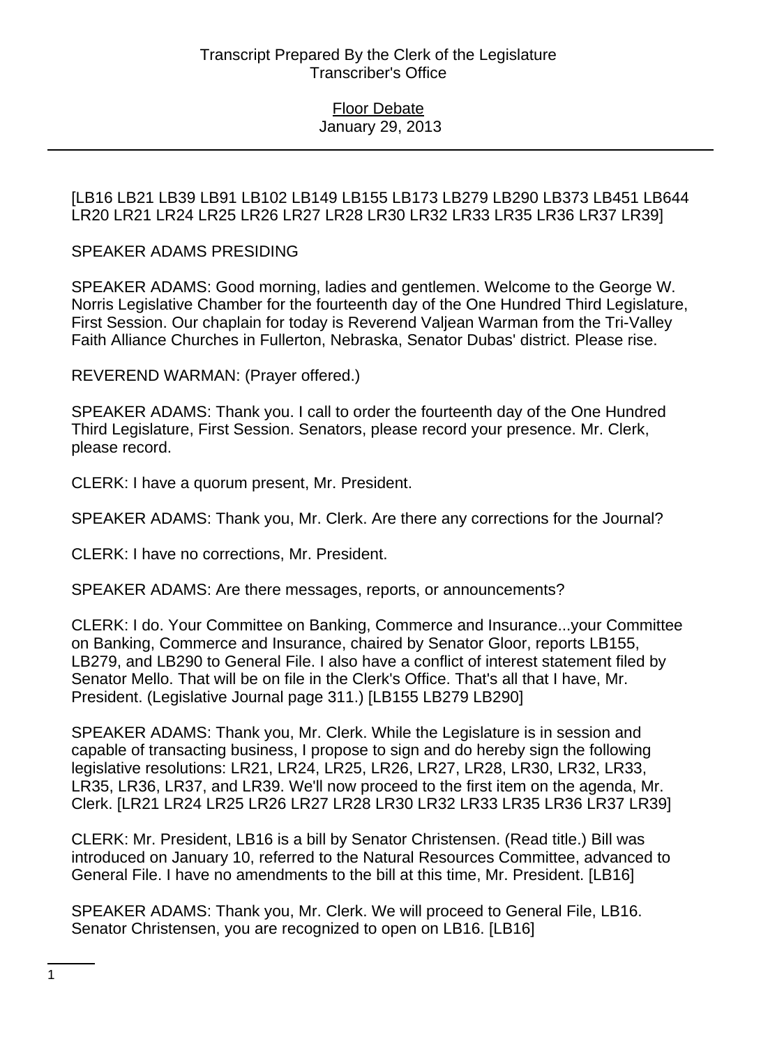[LB16 LB21 LB39 LB91 LB102 LB149 LB155 LB173 LB279 LB290 LB373 LB451 LB644 LR20 LR21 LR24 LR25 LR26 LR27 LR28 LR30 LR32 LR33 LR35 LR36 LR37 LR39]

SPEAKER ADAMS PRESIDING

SPEAKER ADAMS: Good morning, ladies and gentlemen. Welcome to the George W. Norris Legislative Chamber for the fourteenth day of the One Hundred Third Legislature, First Session. Our chaplain for today is Reverend Valjean Warman from the Tri-Valley Faith Alliance Churches in Fullerton, Nebraska, Senator Dubas' district. Please rise.

REVEREND WARMAN: (Prayer offered.)

SPEAKER ADAMS: Thank you. I call to order the fourteenth day of the One Hundred Third Legislature, First Session. Senators, please record your presence. Mr. Clerk, please record.

CLERK: I have a quorum present, Mr. President.

SPEAKER ADAMS: Thank you, Mr. Clerk. Are there any corrections for the Journal?

CLERK: I have no corrections, Mr. President.

SPEAKER ADAMS: Are there messages, reports, or announcements?

CLERK: I do. Your Committee on Banking, Commerce and Insurance...your Committee on Banking, Commerce and Insurance, chaired by Senator Gloor, reports LB155, LB279, and LB290 to General File. I also have a conflict of interest statement filed by Senator Mello. That will be on file in the Clerk's Office. That's all that I have, Mr. President. (Legislative Journal page 311.) [LB155 LB279 LB290]

SPEAKER ADAMS: Thank you, Mr. Clerk. While the Legislature is in session and capable of transacting business, I propose to sign and do hereby sign the following legislative resolutions: LR21, LR24, LR25, LR26, LR27, LR28, LR30, LR32, LR33, LR35, LR36, LR37, and LR39. We'll now proceed to the first item on the agenda, Mr. Clerk. [LR21 LR24 LR25 LR26 LR27 LR28 LR30 LR32 LR33 LR35 LR36 LR37 LR39]

CLERK: Mr. President, LB16 is a bill by Senator Christensen. (Read title.) Bill was introduced on January 10, referred to the Natural Resources Committee, advanced to General File. I have no amendments to the bill at this time, Mr. President. [LB16]

SPEAKER ADAMS: Thank you, Mr. Clerk. We will proceed to General File, LB16. Senator Christensen, you are recognized to open on LB16. [LB16]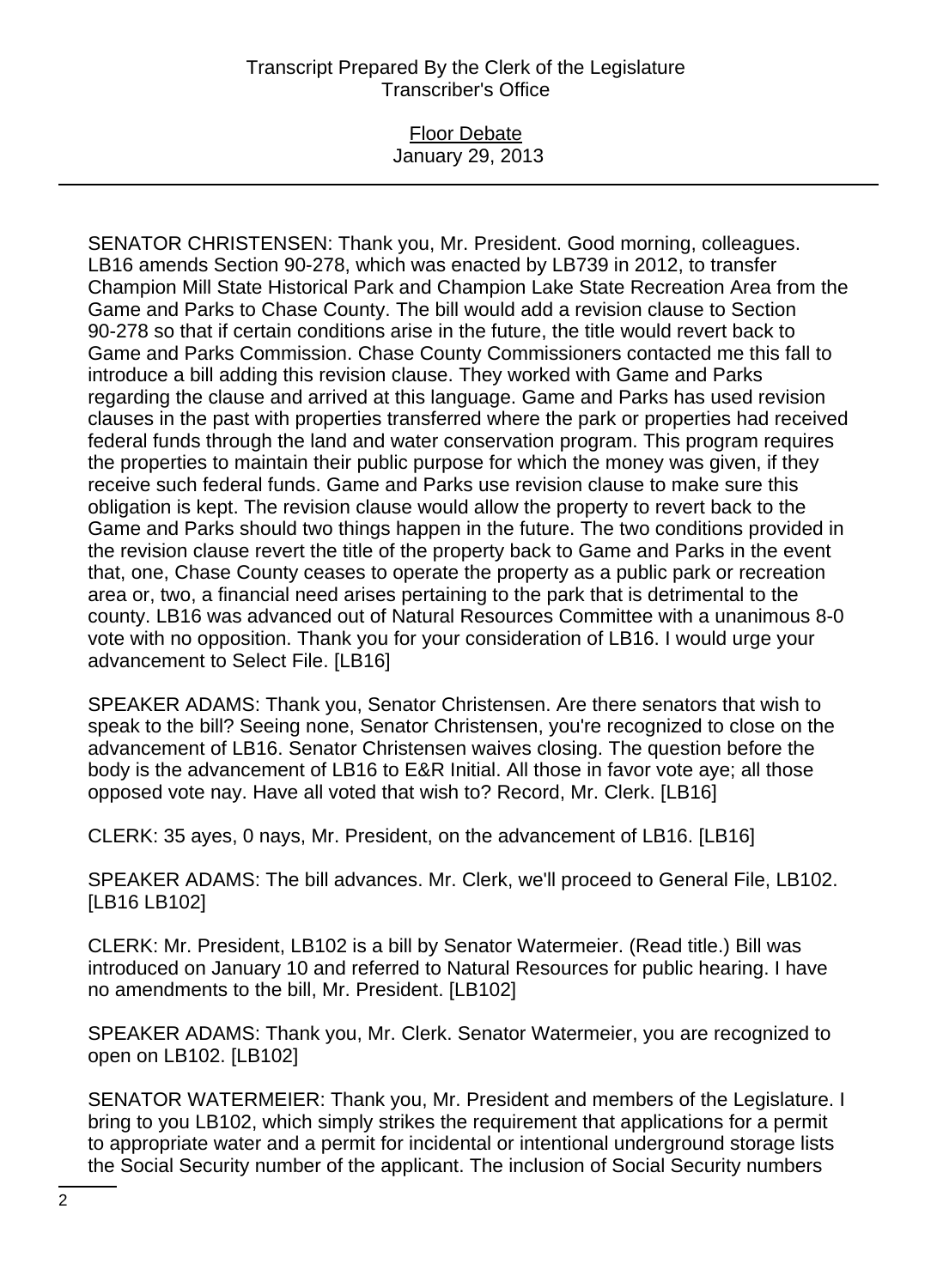SENATOR CHRISTENSEN: Thank you, Mr. President. Good morning, colleagues. LB16 amends Section 90-278, which was enacted by LB739 in 2012, to transfer Champion Mill State Historical Park and Champion Lake State Recreation Area from the Game and Parks to Chase County. The bill would add a revision clause to Section 90-278 so that if certain conditions arise in the future, the title would revert back to Game and Parks Commission. Chase County Commissioners contacted me this fall to introduce a bill adding this revision clause. They worked with Game and Parks regarding the clause and arrived at this language. Game and Parks has used revision clauses in the past with properties transferred where the park or properties had received federal funds through the land and water conservation program. This program requires the properties to maintain their public purpose for which the money was given, if they receive such federal funds. Game and Parks use revision clause to make sure this obligation is kept. The revision clause would allow the property to revert back to the Game and Parks should two things happen in the future. The two conditions provided in the revision clause revert the title of the property back to Game and Parks in the event that, one, Chase County ceases to operate the property as a public park or recreation area or, two, a financial need arises pertaining to the park that is detrimental to the county. LB16 was advanced out of Natural Resources Committee with a unanimous 8-0 vote with no opposition. Thank you for your consideration of LB16. I would urge your advancement to Select File. [LB16]

SPEAKER ADAMS: Thank you, Senator Christensen. Are there senators that wish to speak to the bill? Seeing none, Senator Christensen, you're recognized to close on the advancement of LB16. Senator Christensen waives closing. The question before the body is the advancement of LB16 to E&R Initial. All those in favor vote aye; all those opposed vote nay. Have all voted that wish to? Record, Mr. Clerk. [LB16]

CLERK: 35 ayes, 0 nays, Mr. President, on the advancement of LB16. [LB16]

SPEAKER ADAMS: The bill advances. Mr. Clerk, we'll proceed to General File, LB102. [LB16 LB102]

CLERK: Mr. President, LB102 is a bill by Senator Watermeier. (Read title.) Bill was introduced on January 10 and referred to Natural Resources for public hearing. I have no amendments to the bill, Mr. President. [LB102]

SPEAKER ADAMS: Thank you, Mr. Clerk. Senator Watermeier, you are recognized to open on LB102. [LB102]

SENATOR WATERMEIER: Thank you, Mr. President and members of the Legislature. I bring to you LB102, which simply strikes the requirement that applications for a permit to appropriate water and a permit for incidental or intentional underground storage lists the Social Security number of the applicant. The inclusion of Social Security numbers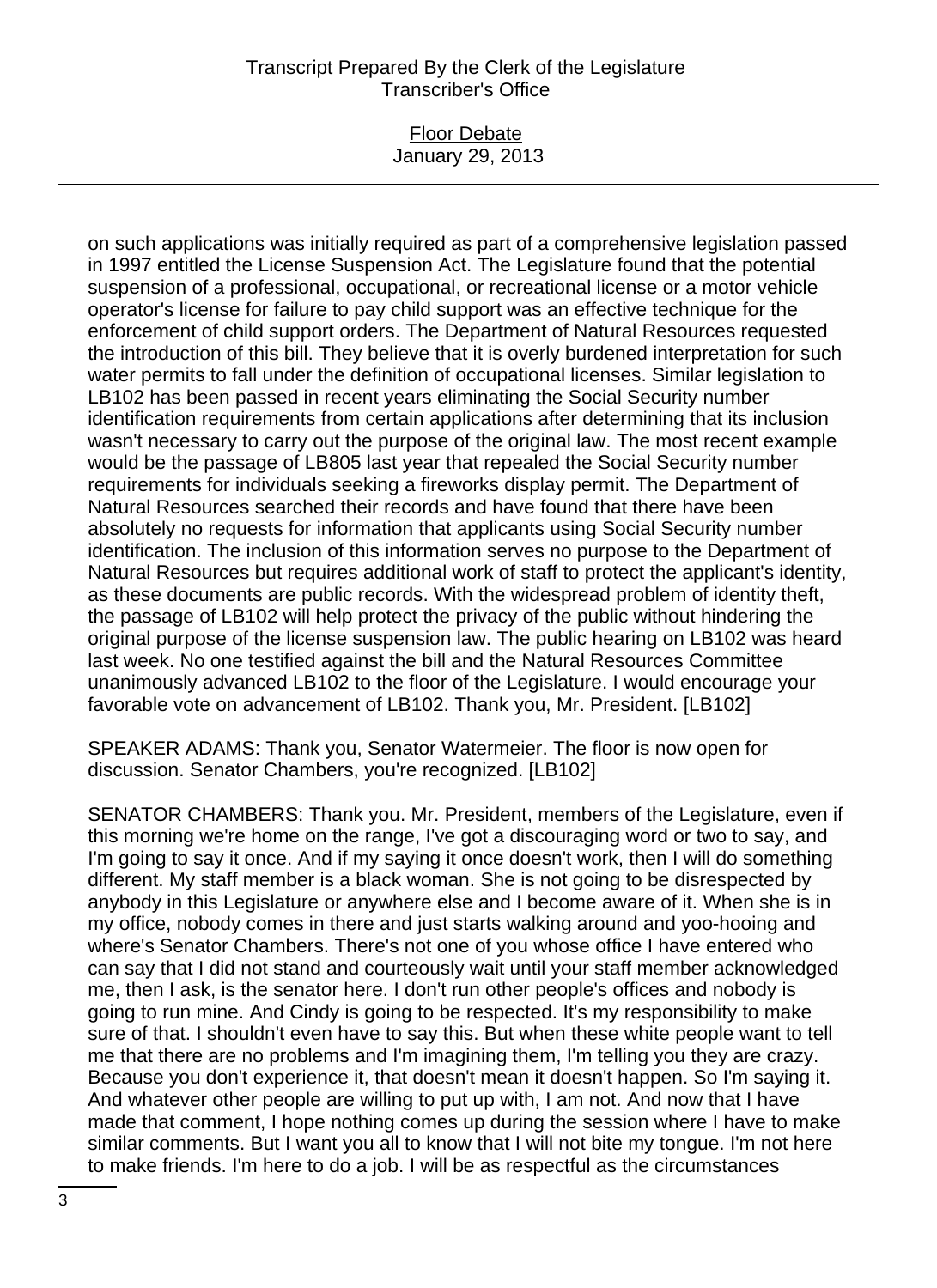on such applications was initially required as part of a comprehensive legislation passed in 1997 entitled the License Suspension Act. The Legislature found that the potential suspension of a professional, occupational, or recreational license or a motor vehicle operator's license for failure to pay child support was an effective technique for the enforcement of child support orders. The Department of Natural Resources requested the introduction of this bill. They believe that it is overly burdened interpretation for such water permits to fall under the definition of occupational licenses. Similar legislation to LB102 has been passed in recent years eliminating the Social Security number identification requirements from certain applications after determining that its inclusion wasn't necessary to carry out the purpose of the original law. The most recent example would be the passage of LB805 last year that repealed the Social Security number requirements for individuals seeking a fireworks display permit. The Department of Natural Resources searched their records and have found that there have been absolutely no requests for information that applicants using Social Security number identification. The inclusion of this information serves no purpose to the Department of Natural Resources but requires additional work of staff to protect the applicant's identity, as these documents are public records. With the widespread problem of identity theft, the passage of LB102 will help protect the privacy of the public without hindering the original purpose of the license suspension law. The public hearing on LB102 was heard last week. No one testified against the bill and the Natural Resources Committee unanimously advanced LB102 to the floor of the Legislature. I would encourage your favorable vote on advancement of LB102. Thank you, Mr. President. [LB102]

SPEAKER ADAMS: Thank you, Senator Watermeier. The floor is now open for discussion. Senator Chambers, you're recognized. [LB102]

SENATOR CHAMBERS: Thank you. Mr. President, members of the Legislature, even if this morning we're home on the range, I've got a discouraging word or two to say, and I'm going to say it once. And if my saying it once doesn't work, then I will do something different. My staff member is a black woman. She is not going to be disrespected by anybody in this Legislature or anywhere else and I become aware of it. When she is in my office, nobody comes in there and just starts walking around and yoo-hooing and where's Senator Chambers. There's not one of you whose office I have entered who can say that I did not stand and courteously wait until your staff member acknowledged me, then I ask, is the senator here. I don't run other people's offices and nobody is going to run mine. And Cindy is going to be respected. It's my responsibility to make sure of that. I shouldn't even have to say this. But when these white people want to tell me that there are no problems and I'm imagining them, I'm telling you they are crazy. Because you don't experience it, that doesn't mean it doesn't happen. So I'm saying it. And whatever other people are willing to put up with, I am not. And now that I have made that comment, I hope nothing comes up during the session where I have to make similar comments. But I want you all to know that I will not bite my tongue. I'm not here to make friends. I'm here to do a job. I will be as respectful as the circumstances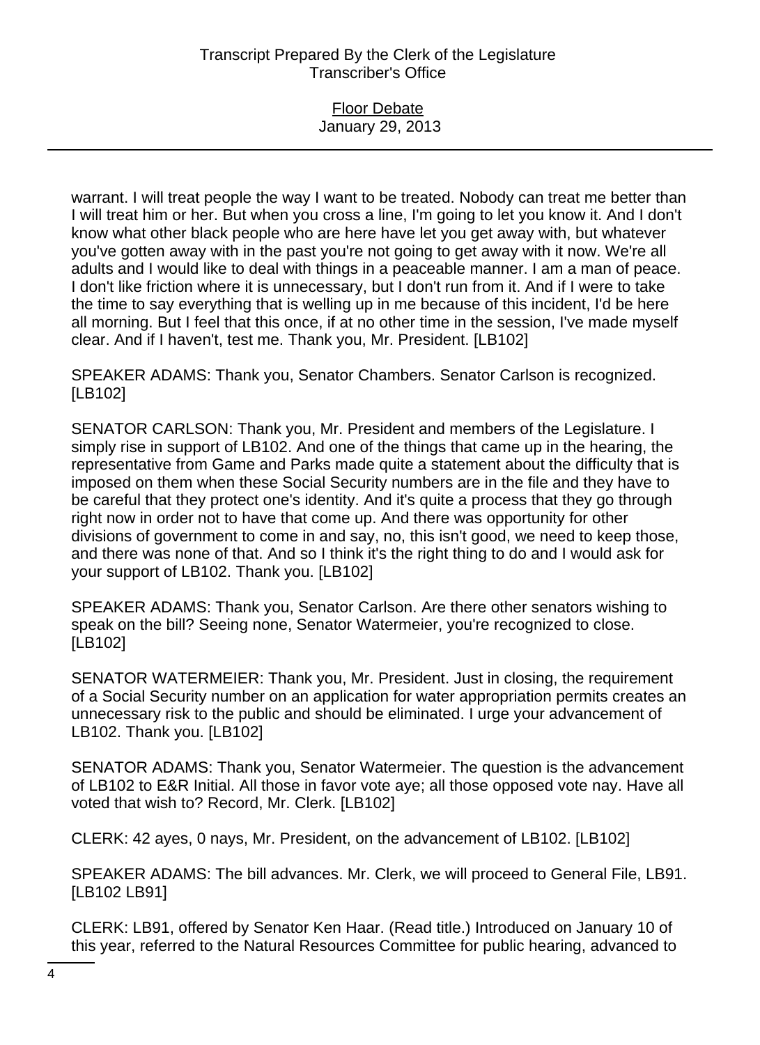warrant. I will treat people the way I want to be treated. Nobody can treat me better than I will treat him or her. But when you cross a line, I'm going to let you know it. And I don't know what other black people who are here have let you get away with, but whatever you've gotten away with in the past you're not going to get away with it now. We're all adults and I would like to deal with things in a peaceable manner. I am a man of peace. I don't like friction where it is unnecessary, but I don't run from it. And if I were to take the time to say everything that is welling up in me because of this incident, I'd be here all morning. But I feel that this once, if at no other time in the session, I've made myself clear. And if I haven't, test me. Thank you, Mr. President. [LB102]

SPEAKER ADAMS: Thank you, Senator Chambers. Senator Carlson is recognized. [LB102]

SENATOR CARLSON: Thank you, Mr. President and members of the Legislature. I simply rise in support of LB102. And one of the things that came up in the hearing, the representative from Game and Parks made quite a statement about the difficulty that is imposed on them when these Social Security numbers are in the file and they have to be careful that they protect one's identity. And it's quite a process that they go through right now in order not to have that come up. And there was opportunity for other divisions of government to come in and say, no, this isn't good, we need to keep those, and there was none of that. And so I think it's the right thing to do and I would ask for your support of LB102. Thank you. [LB102]

SPEAKER ADAMS: Thank you, Senator Carlson. Are there other senators wishing to speak on the bill? Seeing none, Senator Watermeier, you're recognized to close. [LB102]

SENATOR WATERMEIER: Thank you, Mr. President. Just in closing, the requirement of a Social Security number on an application for water appropriation permits creates an unnecessary risk to the public and should be eliminated. I urge your advancement of LB102. Thank you. [LB102]

SENATOR ADAMS: Thank you, Senator Watermeier. The question is the advancement of LB102 to E&R Initial. All those in favor vote aye; all those opposed vote nay. Have all voted that wish to? Record, Mr. Clerk. [LB102]

CLERK: 42 ayes, 0 nays, Mr. President, on the advancement of LB102. [LB102]

SPEAKER ADAMS: The bill advances. Mr. Clerk, we will proceed to General File, LB91. [LB102 LB91]

CLERK: LB91, offered by Senator Ken Haar. (Read title.) Introduced on January 10 of this year, referred to the Natural Resources Committee for public hearing, advanced to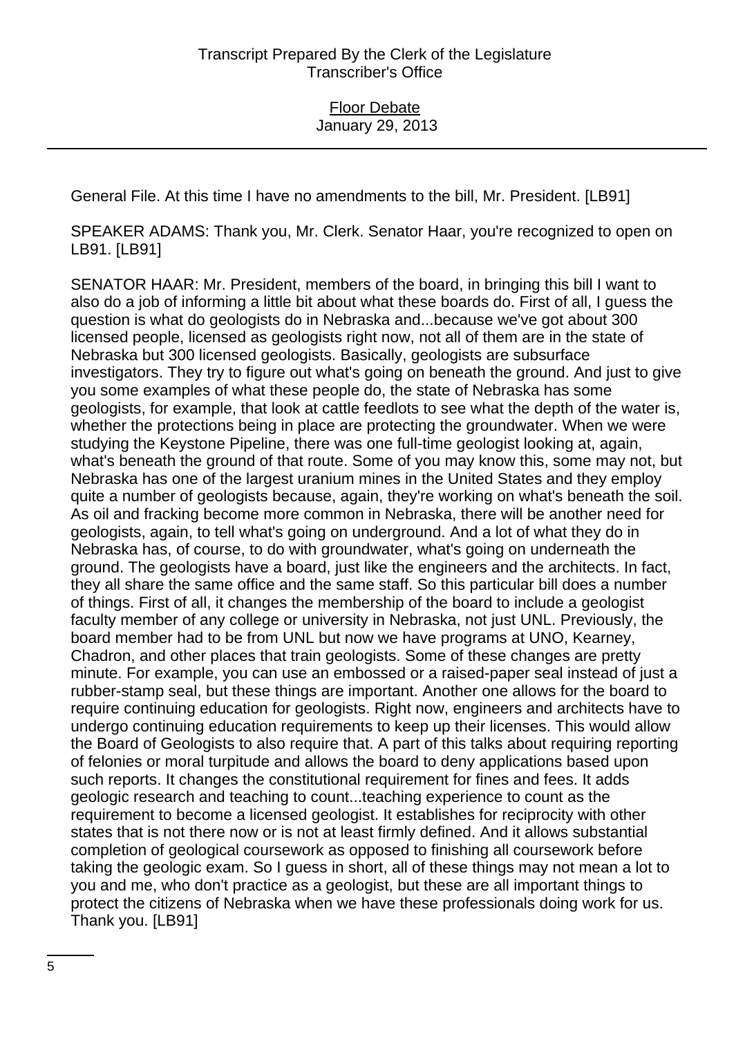General File. At this time I have no amendments to the bill, Mr. President. [LB91]

SPEAKER ADAMS: Thank you, Mr. Clerk. Senator Haar, you're recognized to open on LB91. [LB91]

SENATOR HAAR: Mr. President, members of the board, in bringing this bill I want to also do a job of informing a little bit about what these boards do. First of all, I guess the question is what do geologists do in Nebraska and...because we've got about 300 licensed people, licensed as geologists right now, not all of them are in the state of Nebraska but 300 licensed geologists. Basically, geologists are subsurface investigators. They try to figure out what's going on beneath the ground. And just to give you some examples of what these people do, the state of Nebraska has some geologists, for example, that look at cattle feedlots to see what the depth of the water is, whether the protections being in place are protecting the groundwater. When we were studying the Keystone Pipeline, there was one full-time geologist looking at, again, what's beneath the ground of that route. Some of you may know this, some may not, but Nebraska has one of the largest uranium mines in the United States and they employ quite a number of geologists because, again, they're working on what's beneath the soil. As oil and fracking become more common in Nebraska, there will be another need for geologists, again, to tell what's going on underground. And a lot of what they do in Nebraska has, of course, to do with groundwater, what's going on underneath the ground. The geologists have a board, just like the engineers and the architects. In fact, they all share the same office and the same staff. So this particular bill does a number of things. First of all, it changes the membership of the board to include a geologist faculty member of any college or university in Nebraska, not just UNL. Previously, the board member had to be from UNL but now we have programs at UNO, Kearney, Chadron, and other places that train geologists. Some of these changes are pretty minute. For example, you can use an embossed or a raised-paper seal instead of just a rubber-stamp seal, but these things are important. Another one allows for the board to require continuing education for geologists. Right now, engineers and architects have to undergo continuing education requirements to keep up their licenses. This would allow the Board of Geologists to also require that. A part of this talks about requiring reporting of felonies or moral turpitude and allows the board to deny applications based upon such reports. It changes the constitutional requirement for fines and fees. It adds geologic research and teaching to count...teaching experience to count as the requirement to become a licensed geologist. It establishes for reciprocity with other states that is not there now or is not at least firmly defined. And it allows substantial completion of geological coursework as opposed to finishing all coursework before taking the geologic exam. So I guess in short, all of these things may not mean a lot to you and me, who don't practice as a geologist, but these are all important things to protect the citizens of Nebraska when we have these professionals doing work for us. Thank you. [LB91]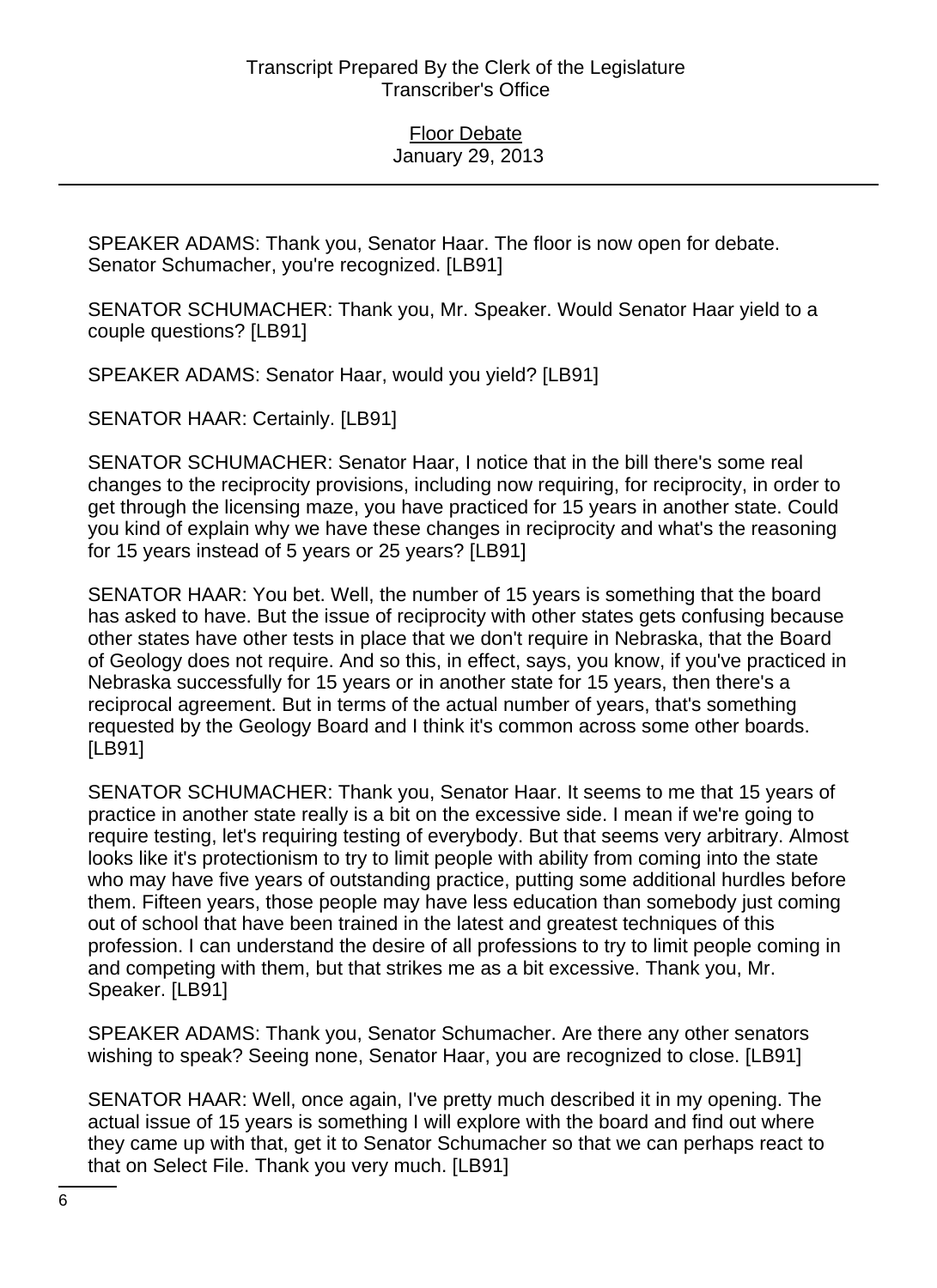SPEAKER ADAMS: Thank you, Senator Haar. The floor is now open for debate. Senator Schumacher, you're recognized. [LB91]

SENATOR SCHUMACHER: Thank you, Mr. Speaker. Would Senator Haar yield to a couple questions? [LB91]

SPEAKER ADAMS: Senator Haar, would you yield? [LB91]

SENATOR HAAR: Certainly. [LB91]

SENATOR SCHUMACHER: Senator Haar, I notice that in the bill there's some real changes to the reciprocity provisions, including now requiring, for reciprocity, in order to get through the licensing maze, you have practiced for 15 years in another state. Could you kind of explain why we have these changes in reciprocity and what's the reasoning for 15 years instead of 5 years or 25 years? [LB91]

SENATOR HAAR: You bet. Well, the number of 15 years is something that the board has asked to have. But the issue of reciprocity with other states gets confusing because other states have other tests in place that we don't require in Nebraska, that the Board of Geology does not require. And so this, in effect, says, you know, if you've practiced in Nebraska successfully for 15 years or in another state for 15 years, then there's a reciprocal agreement. But in terms of the actual number of years, that's something requested by the Geology Board and I think it's common across some other boards. [LB91]

SENATOR SCHUMACHER: Thank you, Senator Haar. It seems to me that 15 years of practice in another state really is a bit on the excessive side. I mean if we're going to require testing, let's requiring testing of everybody. But that seems very arbitrary. Almost looks like it's protectionism to try to limit people with ability from coming into the state who may have five years of outstanding practice, putting some additional hurdles before them. Fifteen years, those people may have less education than somebody just coming out of school that have been trained in the latest and greatest techniques of this profession. I can understand the desire of all professions to try to limit people coming in and competing with them, but that strikes me as a bit excessive. Thank you, Mr. Speaker. [LB91]

SPEAKER ADAMS: Thank you, Senator Schumacher. Are there any other senators wishing to speak? Seeing none, Senator Haar, you are recognized to close. [LB91]

SENATOR HAAR: Well, once again, I've pretty much described it in my opening. The actual issue of 15 years is something I will explore with the board and find out where they came up with that, get it to Senator Schumacher so that we can perhaps react to that on Select File. Thank you very much. [LB91]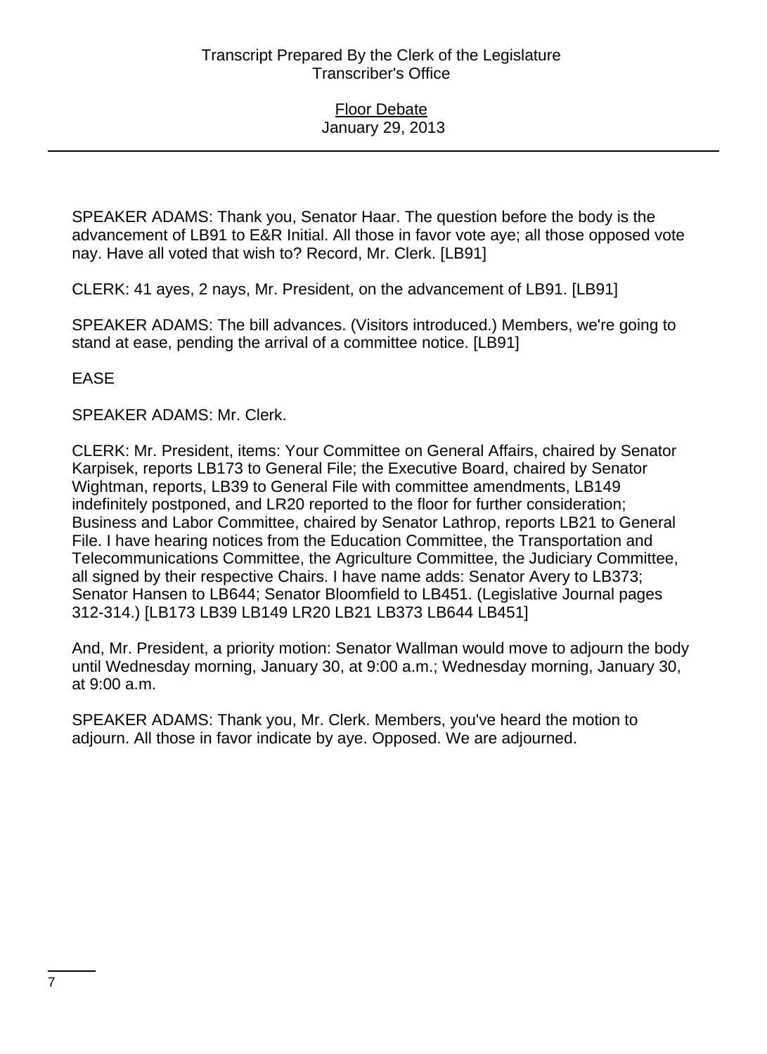SPEAKER ADAMS: Thank you, Senator Haar. The question before the body is the advancement of LB91 to E&R Initial. All those in favor vote aye; all those opposed vote nay. Have all voted that wish to? Record, Mr. Clerk. [LB91]

CLERK: 41 ayes, 2 nays, Mr. President, on the advancement of LB91. [LB91]

SPEAKER ADAMS: The bill advances. (Visitors introduced.) Members, we're going to stand at ease, pending the arrival of a committee notice. [LB91]

EASE

SPEAKER ADAMS: Mr. Clerk.

CLERK: Mr. President, items: Your Committee on General Affairs, chaired by Senator Karpisek, reports LB173 to General File; the Executive Board, chaired by Senator Wightman, reports, LB39 to General File with committee amendments, LB149 indefinitely postponed, and LR20 reported to the floor for further consideration; Business and Labor Committee, chaired by Senator Lathrop, reports LB21 to General File. I have hearing notices from the Education Committee, the Transportation and Telecommunications Committee, the Agriculture Committee, the Judiciary Committee, all signed by their respective Chairs. I have name adds: Senator Avery to LB373; Senator Hansen to LB644; Senator Bloomfield to LB451. (Legislative Journal pages 312-314.) [LB173 LB39 LB149 LR20 LB21 LB373 LB644 LB451]

And, Mr. President, a priority motion: Senator Wallman would move to adjourn the body until Wednesday morning, January 30, at 9:00 a.m.; Wednesday morning, January 30, at 9:00 a.m.

SPEAKER ADAMS: Thank you, Mr. Clerk. Members, you've heard the motion to adjourn. All those in favor indicate by aye. Opposed. We are adjourned.